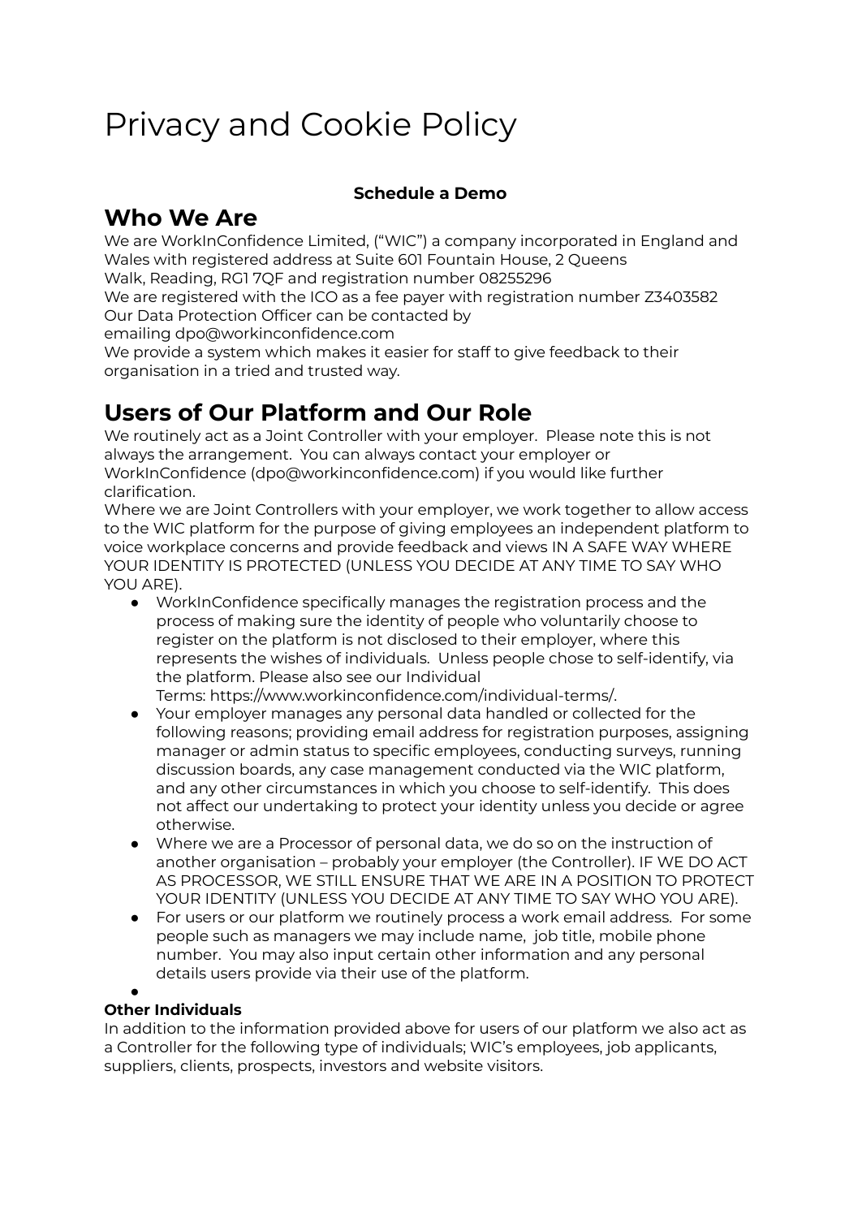# Privacy and Cookie Policy

**Schedule a Demo**

## Who We Are

We are WorkInConfidence Limited, ("WIC") a company incorporated in England and Wales with registered address at Suite 601 Fountain House, 2 Queens Walk, Reading, RG1 7QF and registration number 08255296

We are registered with the ICO as a fee payer with registration number Z3403582

Our Data Protection Officer can be contacted by emailing dpo@workinconfidence.com

We provide a system which makes it easier for staff to give feedback to their organisation in a tried and trusted way.

## Users of Our Platform and Our Role

We routinely act as a Joint Controller with your employer. Please note this is not always the arrangement. You can always contact your employer or WorkInConfidence (dpo@workinconfidence.com) if you would like further clarification.

Where we are Joint Controllers with your employer, we work together to allow access to the WIC platform for the purpose of giving employees an independent platform to voice workplace concerns and provide feedback and views IN A SAFE WAY WHERE YOUR IDENTITY IS PROTECTED (UNLESS YOU DECIDE AT ANY TIME TO SAY WHO YOU ARE).

- WorkInConfidence specifically manages the registration process and the process of making sure the identity of people who voluntarily choose to register on the platform is not disclosed to their employer, where this represents the wishes of individuals. Unless people chose to self-identify, via the platform. Please also see our Individual Terms: https://www.workinconfidence.com/individual-terms/.
- Your employer manages any personal data handled or collected for the following reasons; providing email address for registration purposes, assigning manager or admin status to specific employees, conducting surveys, running discussion boards, any case management conducted via the WIC platform, and any other circumstances in which you choose to self-identify. This does not affect our undertaking to protect your identity unless you decide or agree otherwise.
- Where we are a Processor of personal data, we do so on the instruction of another organisation – probably your employer (the Controller). IF WE DO ACT AS PROCESSOR, WE STILL ENSURE THAT WE ARE IN A POSITION TO PROTECT YOUR IDENTITY (UNLESS YOU DECIDE AT ANY TIME TO SAY WHO YOU ARE).
- For users or our platform we routinely process a work email address. For some people such as managers we may include name, job title, mobile phone number. You may also input certain other information and any personal details users provide via their use of the platform.

**Other Individuals**

In addition to the information provided above for users of our platform we also act as a Controller for the following type of individuals; WIC's employees, job applicants, suppliers, clients, prospects, investors and website visitors.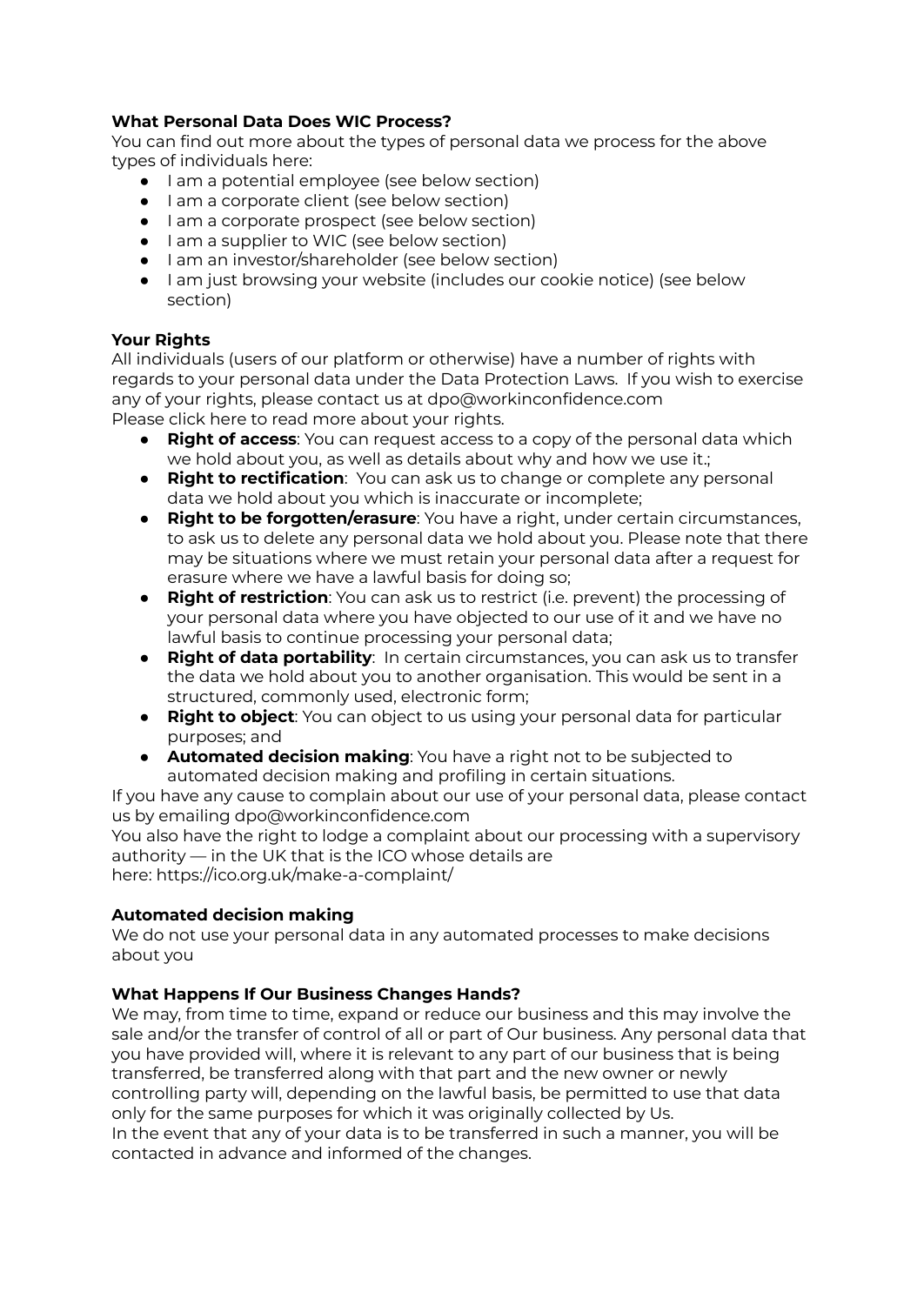**What Personal Data Does WIC Process?**

You can find out more about the types of personal data we process for the above types of individuals here:

- I am a potential employee (see below section)
- I am a corporate client (see below section)
- I am a corporate prospect (see below section)
- I am a supplier to WIC (see below section)
- I am an investor/shareholder (see below section)
- I am just browsing your website (includes our cookie notice) (see below section)

**Your Rights**

All individuals (users of our platform or otherwise) have a number of rights with regards to your personal data under the Data Protection Laws. If you wish to exercise any of your rights, please contact us at dpo@workinconfidence.com
Please click here to read more about your rights.

- **Right of access**: You can request access to a copy of the personal data which we hold about you, as well as details about why and how we use it.;
- **Right to rectification**: You can ask us to change or complete any personal data we hold about you which is inaccurate or incomplete;
- **Right to be forgotten/erasure**: You have a right, under certain circumstances, to ask us to delete any personal data we hold about you. Please note that there may be situations where we must retain your personal data after a request for erasure where we have a lawful basis for doing so;
- **Right of restriction**: You can ask us to restrict (i.e. prevent) the processing of your personal data where you have objected to our use of it and we have no lawful basis to continue processing your personal data;
- **Right of data portability**: In certain circumstances, you can ask us to transfer the data we hold about you to another organisation. This would be sent in a structured, commonly used, electronic form;
- **Right to object**: You can object to us using your personal data for particular purposes; and
- **Automated decision making**: You have a right not to be subjected to automated decision making and profiling in certain situations.

If you have any cause to complain about our use of your personal data, please contact us by emailing dpo@workinconfidence.com
You also have the right to lodge a complaint about our processing with a supervisory authority — in the UK that is the ICO whose details are here: https://ico.org.uk/make-a-complaint/

**Automated decision making**

We do not use your personal data in any automated processes to make decisions about you

**What Happens If Our Business Changes Hands?**

We may, from time to time, expand or reduce our business and this may involve the sale and/or the transfer of control of all or part of Our business. Any personal data that you have provided will, where it is relevant to any part of our business that is being transferred, be transferred along with that part and the new owner or newly controlling party will, depending on the lawful basis, be permitted to use that data only for the same purposes for which it was originally collected by Us.
In the event that any of your data is to be transferred in such a manner, you will be contacted in advance and informed of the changes.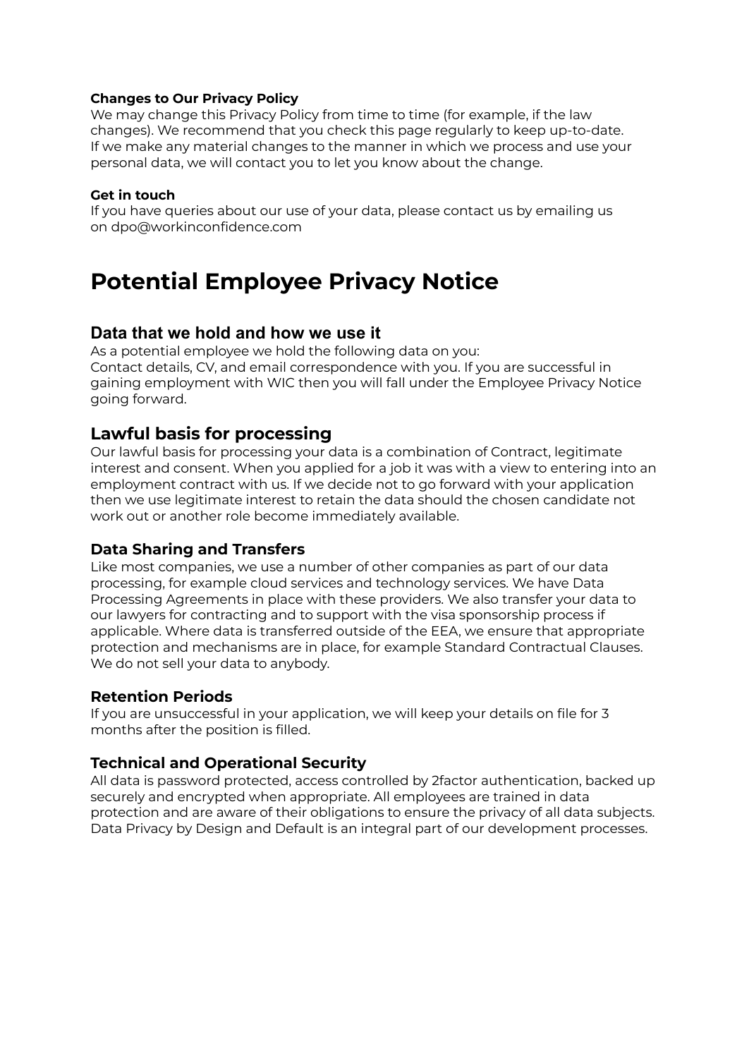**Changes to Our Privacy Policy**
We may change this Privacy Policy from time to time (for example, if the law changes). We recommend that you check this page regularly to keep up-to-date. If we make any material changes to the manner in which we process and use your personal data, we will contact you to let you know about the change.

**Get in touch**
If you have queries about our use of your data, please contact us by emailing us on dpo@workinconfidence.com

# Potential Employee Privacy Notice

## Data that we hold and how we use it

As a potential employee we hold the following data on you:
Contact details, CV, and email correspondence with you. If you are successful in gaining employment with WIC then you will fall under the Employee Privacy Notice going forward.

## Lawful basis for processing

Our lawful basis for processing your data is a combination of Contract, legitimate interest and consent. When you applied for a job it was with a view to entering into an employment contract with us. If we decide not to go forward with your application then we use legitimate interest to retain the data should the chosen candidate not work out or another role become immediately available.

### Data Sharing and Transfers

Like most companies, we use a number of other companies as part of our data processing, for example cloud services and technology services. We have Data Processing Agreements in place with these providers. We also transfer your data to our lawyers for contracting and to support with the visa sponsorship process if applicable. Where data is transferred outside of the EEA, we ensure that appropriate protection and mechanisms are in place, for example Standard Contractual Clauses. We do not sell your data to anybody.

### Retention Periods

If you are unsuccessful in your application, we will keep your details on file for 3 months after the position is filled.

### Technical and Operational Security

All data is password protected, access controlled by 2factor authentication, backed up securely and encrypted when appropriate. All employees are trained in data protection and are aware of their obligations to ensure the privacy of all data subjects. Data Privacy by Design and Default is an integral part of our development processes.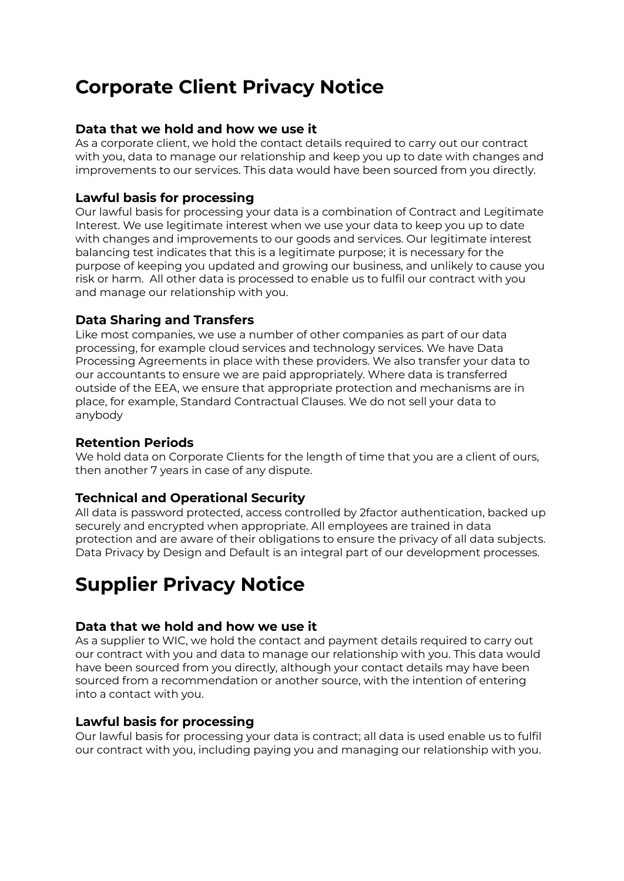# Corporate Client Privacy Notice

### Data that we hold and how we use it

As a corporate client, we hold the contact details required to carry out our contract with you, data to manage our relationship and keep you up to date with changes and improvements to our services. This data would have been sourced from you directly.

### Lawful basis for processing

Our lawful basis for processing your data is a combination of Contract and Legitimate Interest. We use legitimate interest when we use your data to keep you up to date with changes and improvements to our goods and services. Our legitimate interest balancing test indicates that this is a legitimate purpose; it is necessary for the purpose of keeping you updated and growing our business, and unlikely to cause you risk or harm.  All other data is processed to enable us to fulfil our contract with you and manage our relationship with you.

### Data Sharing and Transfers

Like most companies, we use a number of other companies as part of our data processing, for example cloud services and technology services. We have Data Processing Agreements in place with these providers. We also transfer your data to our accountants to ensure we are paid appropriately. Where data is transferred outside of the EEA, we ensure that appropriate protection and mechanisms are in place, for example, Standard Contractual Clauses. We do not sell your data to anybody

### Retention Periods

We hold data on Corporate Clients for the length of time that you are a client of ours, then another 7 years in case of any dispute.

### Technical and Operational Security

All data is password protected, access controlled by 2factor authentication, backed up securely and encrypted when appropriate. All employees are trained in data protection and are aware of their obligations to ensure the privacy of all data subjects. Data Privacy by Design and Default is an integral part of our development processes.

# Supplier Privacy Notice

### Data that we hold and how we use it

As a supplier to WIC, we hold the contact and payment details required to carry out our contract with you and data to manage our relationship with you. This data would have been sourced from you directly, although your contact details may have been sourced from a recommendation or another source, with the intention of entering into a contact with you.

### Lawful basis for processing

Our lawful basis for processing your data is contract; all data is used enable us to fulfil our contract with you, including paying you and managing our relationship with you.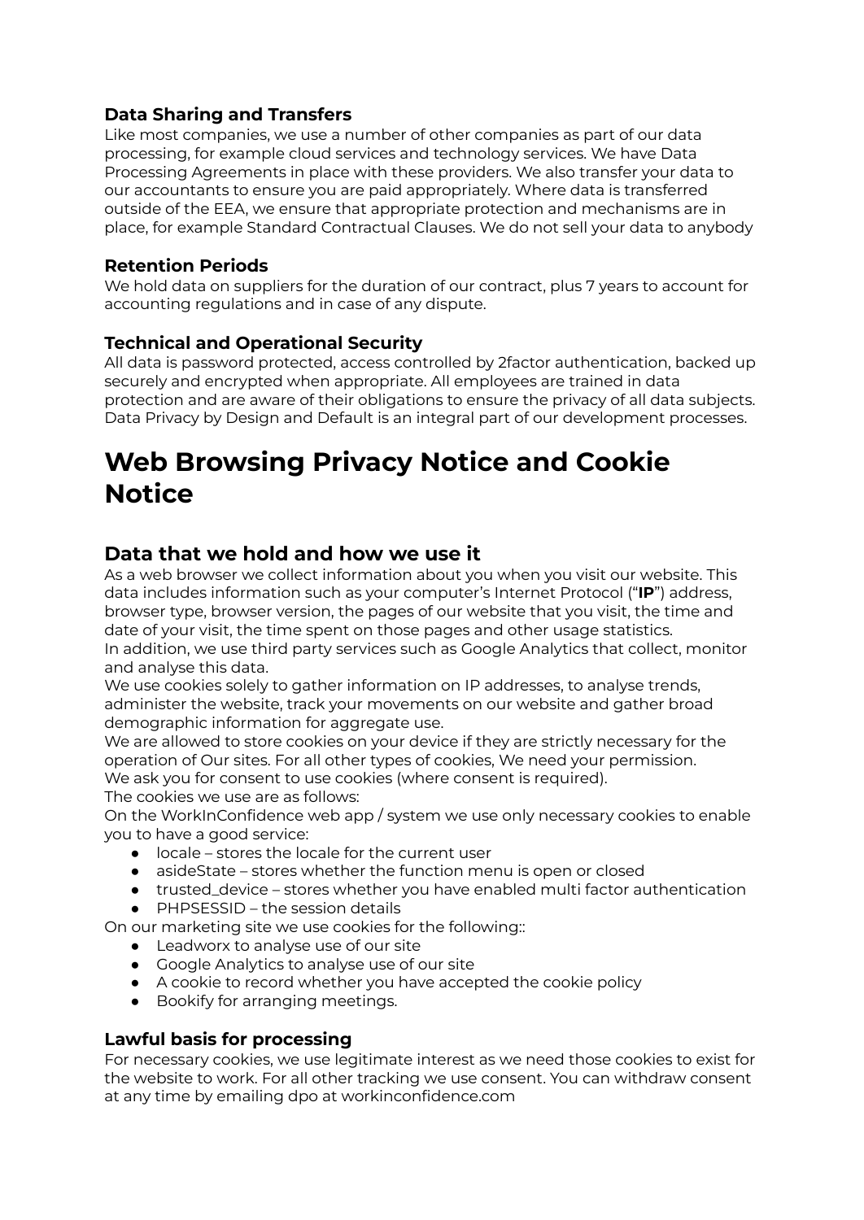### Data Sharing and Transfers

Like most companies, we use a number of other companies as part of our data processing, for example cloud services and technology services. We have Data Processing Agreements in place with these providers. We also transfer your data to our accountants to ensure you are paid appropriately. Where data is transferred outside of the EEA, we ensure that appropriate protection and mechanisms are in place, for example Standard Contractual Clauses. We do not sell your data to anybody

### Retention Periods

We hold data on suppliers for the duration of our contract, plus 7 years to account for accounting regulations and in case of any dispute.

### Technical and Operational Security

All data is password protected, access controlled by 2factor authentication, backed up securely and encrypted when appropriate. All employees are trained in data protection and are aware of their obligations to ensure the privacy of all data subjects. Data Privacy by Design and Default is an integral part of our development processes.

# Web Browsing Privacy Notice and Cookie Notice

## Data that we hold and how we use it

As a web browser we collect information about you when you visit our website. This data includes information such as your computer's Internet Protocol ("**IP**") address, browser type, browser version, the pages of our website that you visit, the time and date of your visit, the time spent on those pages and other usage statistics.
In addition, we use third party services such as Google Analytics that collect, monitor and analyse this data.
We use cookies solely to gather information on IP addresses, to analyse trends, administer the website, track your movements on our website and gather broad demographic information for aggregate use.
We are allowed to store cookies on your device if they are strictly necessary for the operation of Our sites. For all other types of cookies, We need your permission.
We ask you for consent to use cookies (where consent is required).
The cookies we use are as follows:
On the WorkInConfidence web app / system we use only necessary cookies to enable you to have a good service:

- locale – stores the locale for the current user
- asideState – stores whether the function menu is open or closed
- trusted_device – stores whether you have enabled multi factor authentication
- PHPSESSID – the session details

On our marketing site we use cookies for the following::

- Leadworx to analyse use of our site
- Google Analytics to analyse use of our site
- A cookie to record whether you have accepted the cookie policy
- Bookify for arranging meetings.

### Lawful basis for processing

For necessary cookies, we use legitimate interest as we need those cookies to exist for the website to work. For all other tracking we use consent. You can withdraw consent at any time by emailing dpo at workinconfidence.com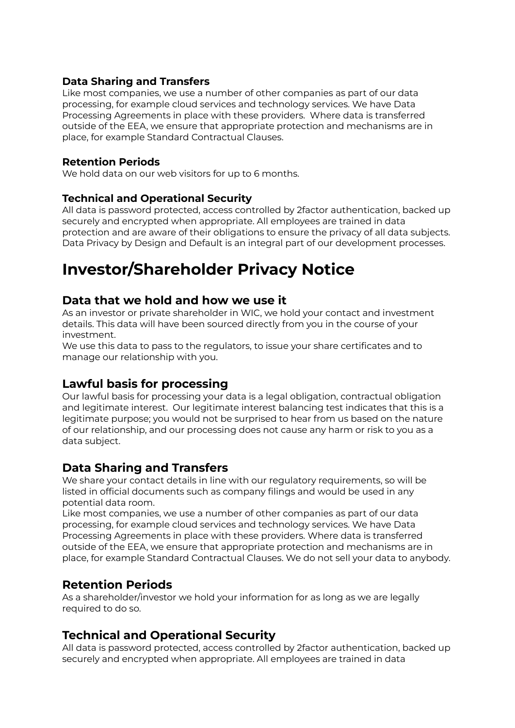### Data Sharing and Transfers

Like most companies, we use a number of other companies as part of our data processing, for example cloud services and technology services. We have Data Processing Agreements in place with these providers. Where data is transferred outside of the EEA, we ensure that appropriate protection and mechanisms are in place, for example Standard Contractual Clauses.

### Retention Periods

We hold data on our web visitors for up to 6 months.

### Technical and Operational Security

All data is password protected, access controlled by 2factor authentication, backed up securely and encrypted when appropriate. All employees are trained in data protection and are aware of their obligations to ensure the privacy of all data subjects. Data Privacy by Design and Default is an integral part of our development processes.

# Investor/Shareholder Privacy Notice

## Data that we hold and how we use it

As an investor or private shareholder in WIC, we hold your contact and investment details. This data will have been sourced directly from you in the course of your investment.

We use this data to pass to the regulators, to issue your share certificates and to manage our relationship with you.

## Lawful basis for processing

Our lawful basis for processing your data is a legal obligation, contractual obligation and legitimate interest. Our legitimate interest balancing test indicates that this is a legitimate purpose; you would not be surprised to hear from us based on the nature of our relationship, and our processing does not cause any harm or risk to you as a data subject.

## Data Sharing and Transfers

We share your contact details in line with our regulatory requirements, so will be listed in official documents such as company filings and would be used in any potential data room.

Like most companies, we use a number of other companies as part of our data processing, for example cloud services and technology services. We have Data Processing Agreements in place with these providers. Where data is transferred outside of the EEA, we ensure that appropriate protection and mechanisms are in place, for example Standard Contractual Clauses. We do not sell your data to anybody.

## Retention Periods

As a shareholder/investor we hold your information for as long as we are legally required to do so.

## Technical and Operational Security

All data is password protected, access controlled by 2factor authentication, backed up securely and encrypted when appropriate. All employees are trained in data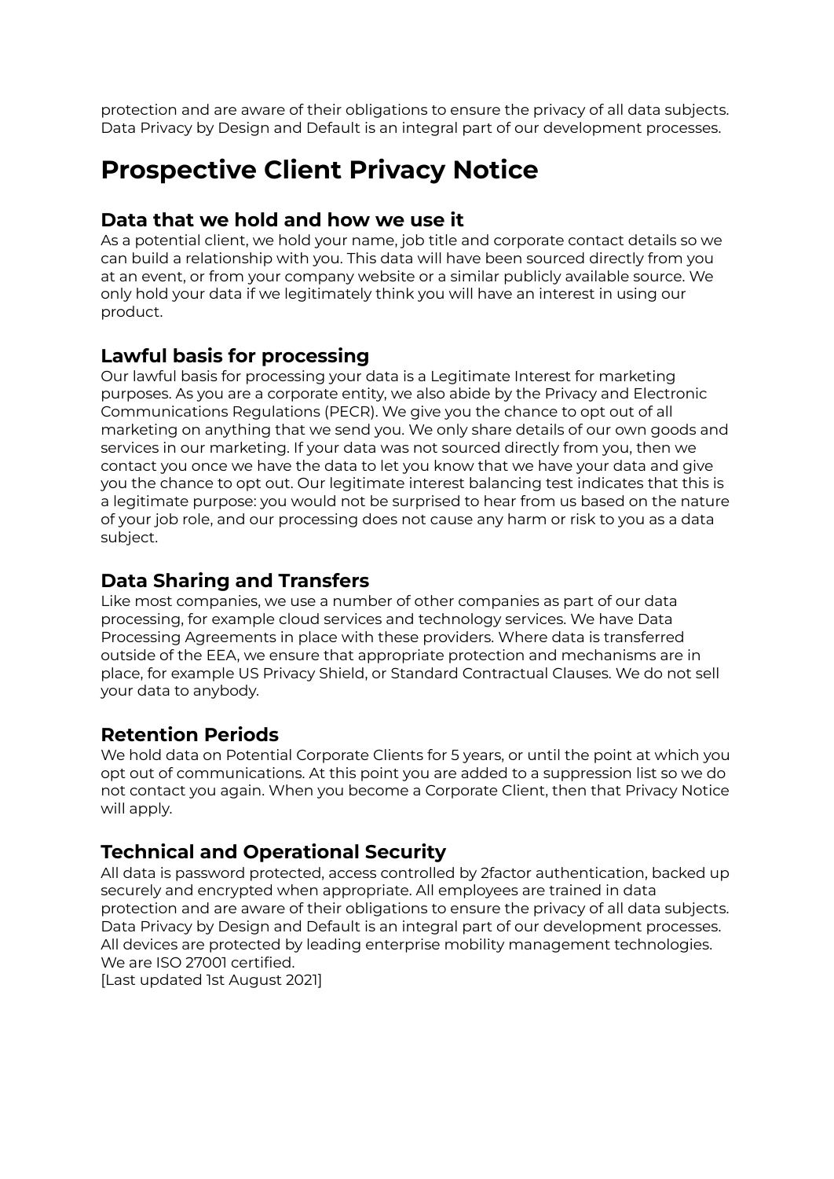protection and are aware of their obligations to ensure the privacy of all data subjects. Data Privacy by Design and Default is an integral part of our development processes.

# Prospective Client Privacy Notice

## Data that we hold and how we use it

As a potential client, we hold your name, job title and corporate contact details so we can build a relationship with you. This data will have been sourced directly from you at an event, or from your company website or a similar publicly available source. We only hold your data if we legitimately think you will have an interest in using our product.

## Lawful basis for processing

Our lawful basis for processing your data is a Legitimate Interest for marketing purposes. As you are a corporate entity, we also abide by the Privacy and Electronic Communications Regulations (PECR). We give you the chance to opt out of all marketing on anything that we send you. We only share details of our own goods and services in our marketing. If your data was not sourced directly from you, then we contact you once we have the data to let you know that we have your data and give you the chance to opt out. Our legitimate interest balancing test indicates that this is a legitimate purpose: you would not be surprised to hear from us based on the nature of your job role, and our processing does not cause any harm or risk to you as a data subject.

## Data Sharing and Transfers

Like most companies, we use a number of other companies as part of our data processing, for example cloud services and technology services. We have Data Processing Agreements in place with these providers. Where data is transferred outside of the EEA, we ensure that appropriate protection and mechanisms are in place, for example US Privacy Shield, or Standard Contractual Clauses. We do not sell your data to anybody.

## Retention Periods

We hold data on Potential Corporate Clients for 5 years, or until the point at which you opt out of communications. At this point you are added to a suppression list so we do not contact you again. When you become a Corporate Client, then that Privacy Notice will apply.

## Technical and Operational Security

All data is password protected, access controlled by 2factor authentication, backed up securely and encrypted when appropriate. All employees are trained in data protection and are aware of their obligations to ensure the privacy of all data subjects. Data Privacy by Design and Default is an integral part of our development processes. All devices are protected by leading enterprise mobility management technologies. We are ISO 27001 certified.

[Last updated 1st August 2021]